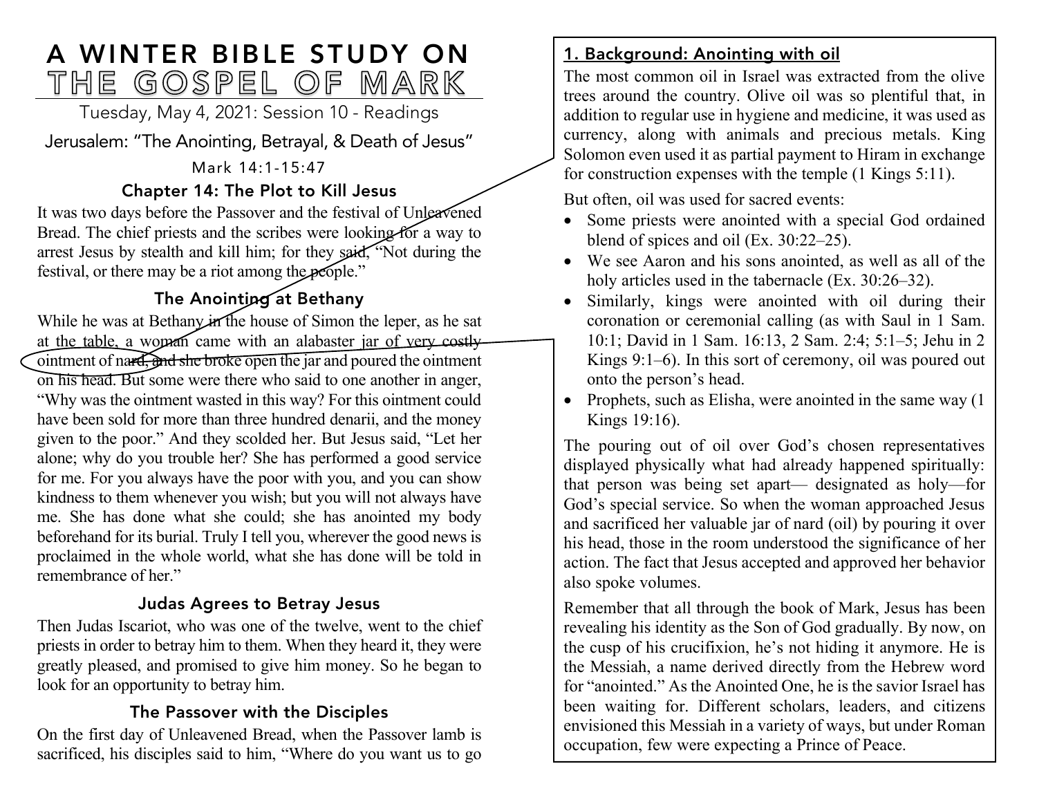# A WINTER BIBLE STUDY ON THE GOSPEL OF MARK

Tuesday, May 4, 2021: Session 10 - Readings

Jerusalem: "The Anointing, Betrayal, & Death of Jesus"

Mark 14:1-15:47

## Chapter 14: The Plot to Kill Jesus

It was two days before the Passover and the festival of Unleavened Bread. The chief priests and the scribes were looking for a way to arrest Jesus by stealth and kill him; for they said, "Not during the festival, or there may be a riot among the people."

### The Anointing at Bethany

While he was at Bethany in the house of Simon the leper, as he sat at the table, a woman came with an alabaster jar of very costly ointment of nard, and she broke open the jar and poured the ointment on his head. But some were there who said to one another in anger, "Why was the ointment wasted in this way? For this ointment could have been sold for more than three hundred denarii, and the money given to the poor." And they scolded her. But Jesus said, "Let her alone; why do you trouble her? She has performed a good service for me. For you always have the poor with you, and you can show kindness to them whenever you wish; but you will not always have me. She has done what she could; she has anointed my body beforehand for its burial. Truly I tell you, wherever the good news is proclaimed in the whole world, what she has done will be told in remembrance of her."

### Judas Agrees to Betray Jesus

Then Judas Iscariot, who was one of the twelve, went to the chief priests in order to betray him to them. When they heard it, they were greatly pleased, and promised to give him money. So he began to look for an opportunity to betray him.

### The Passover with the Disciples

On the first day of Unleavened Bread, when the Passover lamb is sacrificed, his disciples said to him, "Where do you want us to go

### 1. Background: Anointing with oil

The most common oil in Israel was extracted from the olive trees around the country. Olive oil was so plentiful that, in addition to regular use in hygiene and medicine, it was used as currency, along with animals and precious metals. King Solomon even used it as partial payment to Hiram in exchange for construction expenses with the temple (1 Kings 5:11).

But often, oil was used for sacred events:

- Some priests were anointed with a special God ordained blend of spices and oil (Ex. 30:22–25).
- We see Aaron and his sons anointed, as well as all of the holy articles used in the tabernacle (Ex. 30:26–32).
- Similarly, kings were anointed with oil during their coronation or ceremonial calling (as with Saul in 1 Sam. 10:1; David in 1 Sam. 16:13, 2 Sam. 2:4; 5:1–5; Jehu in 2 Kings 9:1–6). In this sort of ceremony, oil was poured out onto the person's head.
- Prophets, such as Elisha, were anointed in the same way (1 Kings 19:16).

The pouring out of oil over God's chosen representatives displayed physically what had already happened spiritually: that person was being set apart— designated as holy—for God's special service. So when the woman approached Jesus and sacrificed her valuable jar of nard (oil) by pouring it over his head, those in the room understood the significance of her action. The fact that Jesus accepted and approved her behavior also spoke volumes.

Remember that all through the book of Mark, Jesus has been revealing his identity as the Son of God gradually. By now, on the cusp of his crucifixion, he's not hiding it anymore. He is the Messiah, a name derived directly from the Hebrew word for "anointed." As the Anointed One, he is the savior Israel has been waiting for. Different scholars, leaders, and citizens envisioned this Messiah in a variety of ways, but under Roman occupation, few were expecting a Prince of Peace.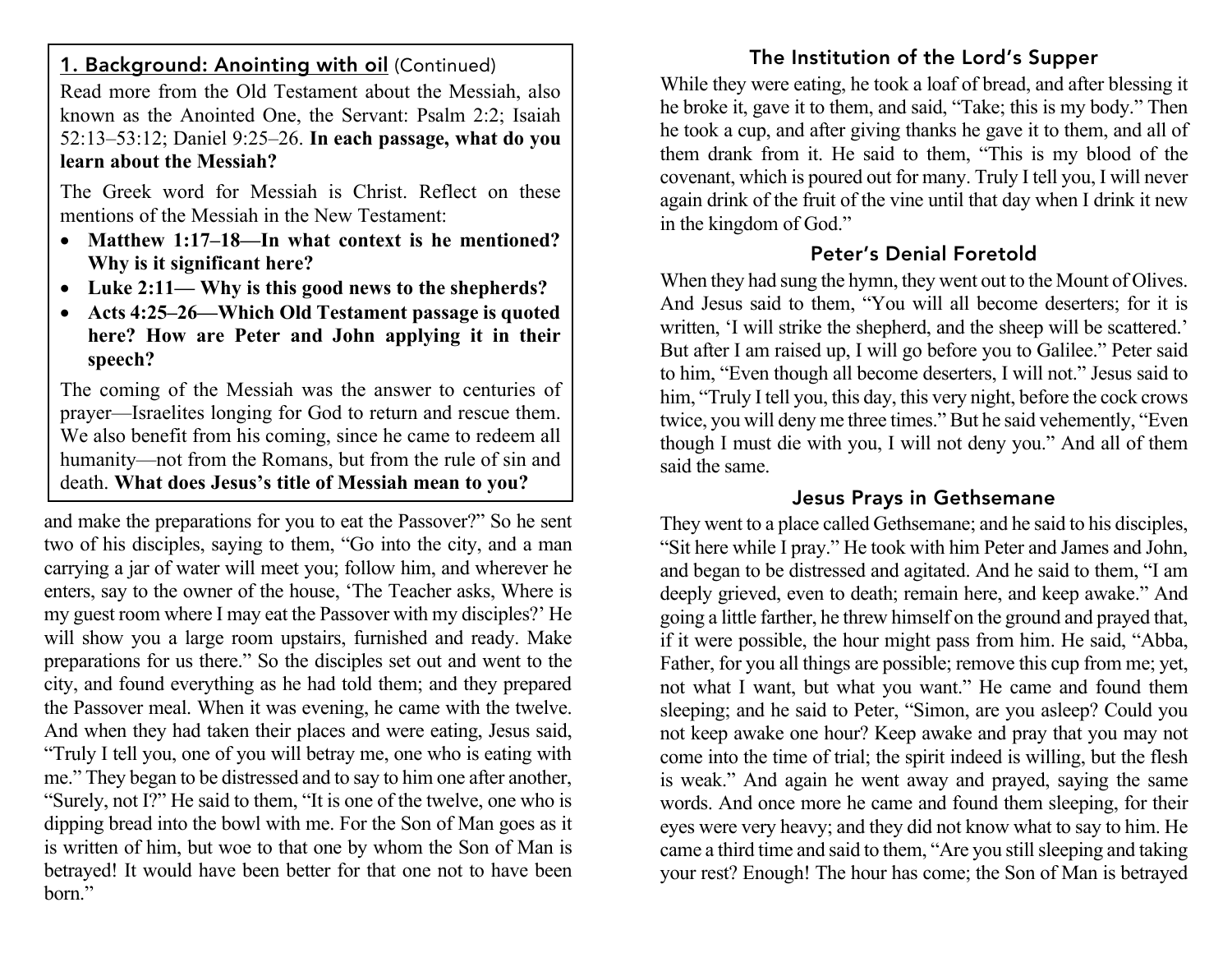### 1. Background: Anointing with oil (Continued)

Read more from the Old Testament about the Messiah, also known as the Anointed One, the Servant: Psalm 2:2; Isaiah 52:13–53:12; Daniel 9:25–26. **In each passage, what do you learn about the Messiah?**

The Greek word for Messiah is Christ. Reflect on these mentions of the Messiah in the New Testament:

- **Matthew 1:17–18—In what context is he mentioned? Why is it significant here?**
- **Luke 2:11— Why is this good news to the shepherds?**
- **Acts 4:25–26—Which Old Testament passage is quoted here? How are Peter and John applying it in their speech?**

The coming of the Messiah was the answer to centuries of prayer—Israelites longing for God to return and rescue them. We also benefit from his coming, since he came to redeem all humanity—not from the Romans, but from the rule of sin and death. **What does Jesus's title of Messiah mean to you?**

and make the preparations for you to eat the Passover?" So he sent two of his disciples, saying to them, "Go into the city, and a man carrying a jar of water will meet you; follow him, and wherever he enters, say to the owner of the house, 'The Teacher asks, Where is my guest room where I may eat the Passover with my disciples?' He will show you a large room upstairs, furnished and ready. Make preparations for us there." So the disciples set out and went to the city, and found everything as he had told them; and they prepared the Passover meal. When it was evening, he came with the twelve. And when they had taken their places and were eating, Jesus said, "Truly I tell you, one of you will betray me, one who is eating with me." They began to be distressed and to say to him one after another, "Surely, not I?" He said to them, "It is one of the twelve, one who is dipping bread into the bowl with me. For the Son of Man goes as it is written of him, but woe to that one by whom the Son of Man is betrayed! It would have been better for that one not to have been born."

## The Institution of the Lord's Supper

While they were eating, he took a loaf of bread, and after blessing it he broke it, gave it to them, and said, "Take; this is my body." Then he took a cup, and after giving thanks he gave it to them, and all of them drank from it. He said to them, "This is my blood of the covenant, which is poured out for many. Truly I tell you, I will never again drink of the fruit of the vine until that day when I drink it new in the kingdom of God."

## Peter's Denial Foretold

When they had sung the hymn, they went out to the Mount of Olives. And Jesus said to them, "You will all become deserters; for it is written, 'I will strike the shepherd, and the sheep will be scattered.' But after I am raised up, I will go before you to Galilee." Peter said to him, "Even though all become deserters, I will not." Jesus said to him, "Truly I tell you, this day, this very night, before the cock crows twice, you will deny me three times." But he said vehemently, "Even though I must die with you, I will not deny you." And all of them said the same.

## Jesus Prays in Gethsemane

They went to a place called Gethsemane; and he said to his disciples, "Sit here while I pray." He took with him Peter and James and John, and began to be distressed and agitated. And he said to them, "I am deeply grieved, even to death; remain here, and keep awake." And going a little farther, he threw himself on the ground and prayed that, if it were possible, the hour might pass from him. He said, "Abba, Father, for you all things are possible; remove this cup from me; yet, not what I want, but what you want." He came and found them sleeping; and he said to Peter, "Simon, are you asleep? Could you not keep awake one hour? Keep awake and pray that you may not come into the time of trial; the spirit indeed is willing, but the flesh is weak." And again he went away and prayed, saying the same words. And once more he came and found them sleeping, for their eyes were very heavy; and they did not know what to say to him. He came a third time and said to them, "Are you still sleeping and taking your rest? Enough! The hour has come; the Son of Man is betrayed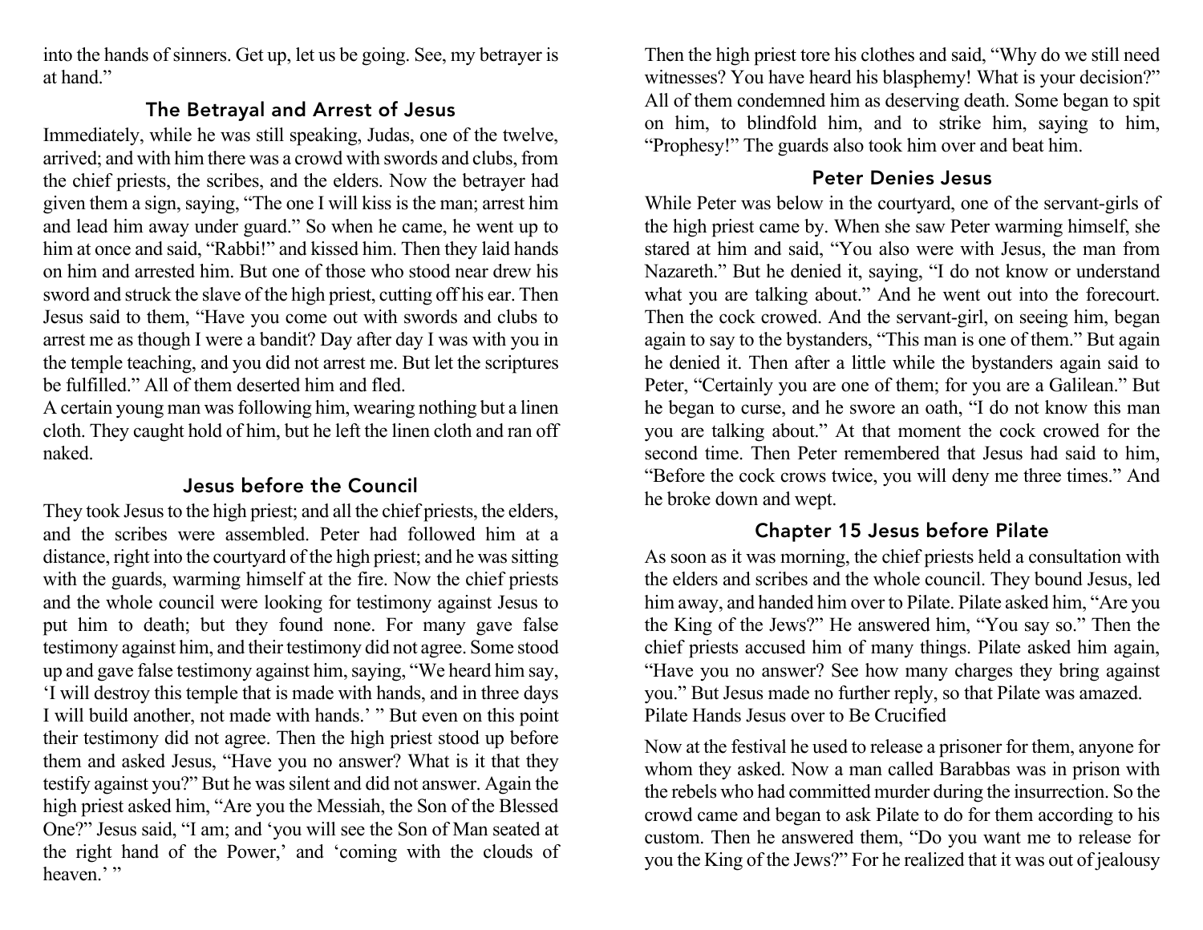into the hands of sinners. Get up, let us be going. See, my betrayer is at hand."

## The Betrayal and Arrest of Jesus

Immediately, while he was still speaking, Judas, one of the twelve, arrived; and with him there was a crowd with swords and clubs, from the chief priests, the scribes, and the elders. Now the betrayer had given them a sign, saying, "The one I will kiss is the man; arrest him and lead him away under guard." So when he came, he went up to him at once and said, "Rabbi!" and kissed him. Then they laid hands on him and arrested him. But one of those who stood near drew his sword and struck the slave of the high priest, cutting off his ear. Then Jesus said to them, "Have you come out with swords and clubs to arrest me as though I were a bandit? Day after day I was with you in the temple teaching, and you did not arrest me. But let the scriptures be fulfilled." All of them deserted him and fled.

A certain young man was following him, wearing nothing but a linen cloth. They caught hold of him, but he left the linen cloth and ran off naked.

## Jesus before the Council

They took Jesus to the high priest; and all the chief priests, the elders, and the scribes were assembled. Peter had followed him at a distance, right into the courtyard of the high priest; and he was sitting with the guards, warming himself at the fire. Now the chief priests and the whole council were looking for testimony against Jesus to put him to death; but they found none. For many gave false testimony against him, and their testimony did not agree. Some stood up and gave false testimony against him, saying, "We heard him say, 'I will destroy this temple that is made with hands, and in three days I will build another, not made with hands.' " But even on this point their testimony did not agree. Then the high priest stood up before them and asked Jesus, "Have you no answer? What is it that they testify against you?" But he was silent and did not answer. Again the high priest asked him, "Are you the Messiah, the Son of the Blessed One?" Jesus said, "I am; and 'you will see the Son of Man seated at the right hand of the Power,' and 'coming with the clouds of heaven.' "

Then the high priest tore his clothes and said, "Why do we still need witnesses? You have heard his blasphemy! What is your decision?" All of them condemned him as deserving death. Some began to spit on him, to blindfold him, and to strike him, saying to him, "Prophesy!" The guards also took him over and beat him.

## Peter Denies Jesus

While Peter was below in the courtyard, one of the servant-girls of the high priest came by. When she saw Peter warming himself, she stared at him and said, "You also were with Jesus, the man from Nazareth." But he denied it, saying, "I do not know or understand what you are talking about." And he went out into the forecourt. Then the cock crowed. And the servant-girl, on seeing him, began again to say to the bystanders, "This man is one of them." But again he denied it. Then after a little while the bystanders again said to Peter, "Certainly you are one of them; for you are a Galilean." But he began to curse, and he swore an oath, "I do not know this man you are talking about." At that moment the cock crowed for the second time. Then Peter remembered that Jesus had said to him, "Before the cock crows twice, you will deny me three times." And he broke down and wept.

## Chapter 15 Jesus before Pilate

As soon as it was morning, the chief priests held a consultation with the elders and scribes and the whole council. They bound Jesus, led him away, and handed him over to Pilate. Pilate asked him, "Are you the King of the Jews?" He answered him, "You say so." Then the chief priests accused him of many things. Pilate asked him again, "Have you no answer? See how many charges they bring against you." But Jesus made no further reply, so that Pilate was amazed.

Pilate Hands Jesus over to Be Crucified

Now at the festival he used to release a prisoner for them, anyone for whom they asked. Now a man called Barabbas was in prison with the rebels who had committed murder during the insurrection. So the crowd came and began to ask Pilate to do for them according to his custom. Then he answered them, "Do you want me to release for you the King of the Jews?" For he realized that it was out of jealousy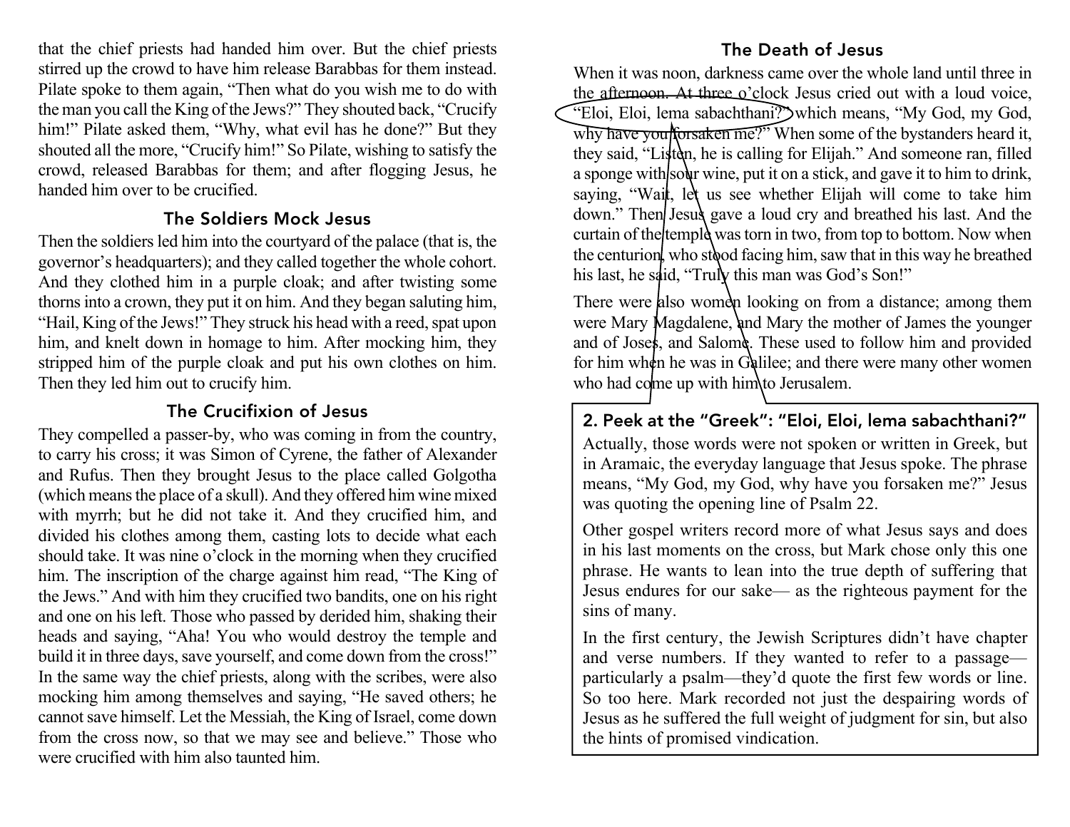that the chief priests had handed him over. But the chief priests stirred up the crowd to have him release Barabbas for them instead. Pilate spoke to them again, "Then what do you wish me to do with the man you call the King of the Jews?" They shouted back, "Crucify him!" Pilate asked them, "Why, what evil has he done?" But they shouted all the more, "Crucify him!" So Pilate, wishing to satisfy the crowd, released Barabbas for them; and after flogging Jesus, he handed him over to be crucified.

### The Soldiers Mock Jesus

Then the soldiers led him into the courtyard of the palace (that is, the governor's headquarters); and they called together the whole cohort. And they clothed him in a purple cloak; and after twisting some thorns into a crown, they put it on him. And they began saluting him, "Hail, King of the Jews!" They struck his head with a reed, spat upon him, and knelt down in homage to him. After mocking him, they stripped him of the purple cloak and put his own clothes on him. Then they led him out to crucify him.

### The Crucifixion of Jesus

They compelled a passer-by, who was coming in from the country, to carry his cross; it was Simon of Cyrene, the father of Alexander and Rufus. Then they brought Jesus to the place called Golgotha (which means the place of a skull). And they offered him wine mixed with myrrh; but he did not take it. And they crucified him, and divided his clothes among them, casting lots to decide what each should take. It was nine o'clock in the morning when they crucified him. The inscription of the charge against him read, "The King of the Jews." And with him they crucified two bandits, one on his right and one on his left. Those who passed by derided him, shaking their heads and saying, "Aha! You who would destroy the temple and build it in three days, save yourself, and come down from the cross!" In the same way the chief priests, along with the scribes, were also mocking him among themselves and saying, "He saved others; he cannot save himself. Let the Messiah, the King of Israel, come down from the cross now, so that we may see and believe." Those who were crucified with him also taunted him.

### The Death of Jesus

When it was noon, darkness came over the whole land until three in the afternoon. At three o'clock Jesus cried out with a loud voice, "Eloi, Eloi, lema sabachthani?" which means, "My God, my God, why have you forsaken me?" When some of the bystanders heard it, they said, "Listen, he is calling for Elijah." And someone ran, filled a sponge with sour wine, put it on a stick, and gave it to him to drink, saying, "Wait, let us see whether Elijah will come to take him down." Then Jesus gave a loud cry and breathed his last. And the curtain of the temple was torn in two, from top to bottom. Now when the centurion, who stood facing him, saw that in this way he breathed his last, he said, "Truly this man was God's Son!"

There were also women looking on from a distance; among them were Mary Magdalene, and Mary the mother of James the younger and of Joses, and Salome. These used to follow him and provided for him when he was in Galilee; and there were many other women who had come up with him to Jerusalem.

### 2. Peek at the "Greek": "Eloi, Eloi, lema sabachthani?"

Actually, those words were not spoken or written in Greek, but in Aramaic, the everyday language that Jesus spoke. The phrase means, "My God, my God, why have you forsaken me?" Jesus was quoting the opening line of Psalm 22.

Other gospel writers record more of what Jesus says and does in his last moments on the cross, but Mark chose only this one phrase. He wants to lean into the true depth of suffering that Jesus endures for our sake— as the righteous payment for the sins of many.

In the first century, the Jewish Scriptures didn't have chapter and verse numbers. If they wanted to refer to a passage—particularly a psalm—they'd quote the first few words or line. So too here. Mark recorded not just the despairing words of Jesus as he suffered the full weight of judgment for sin, but also the hints of promised vindication.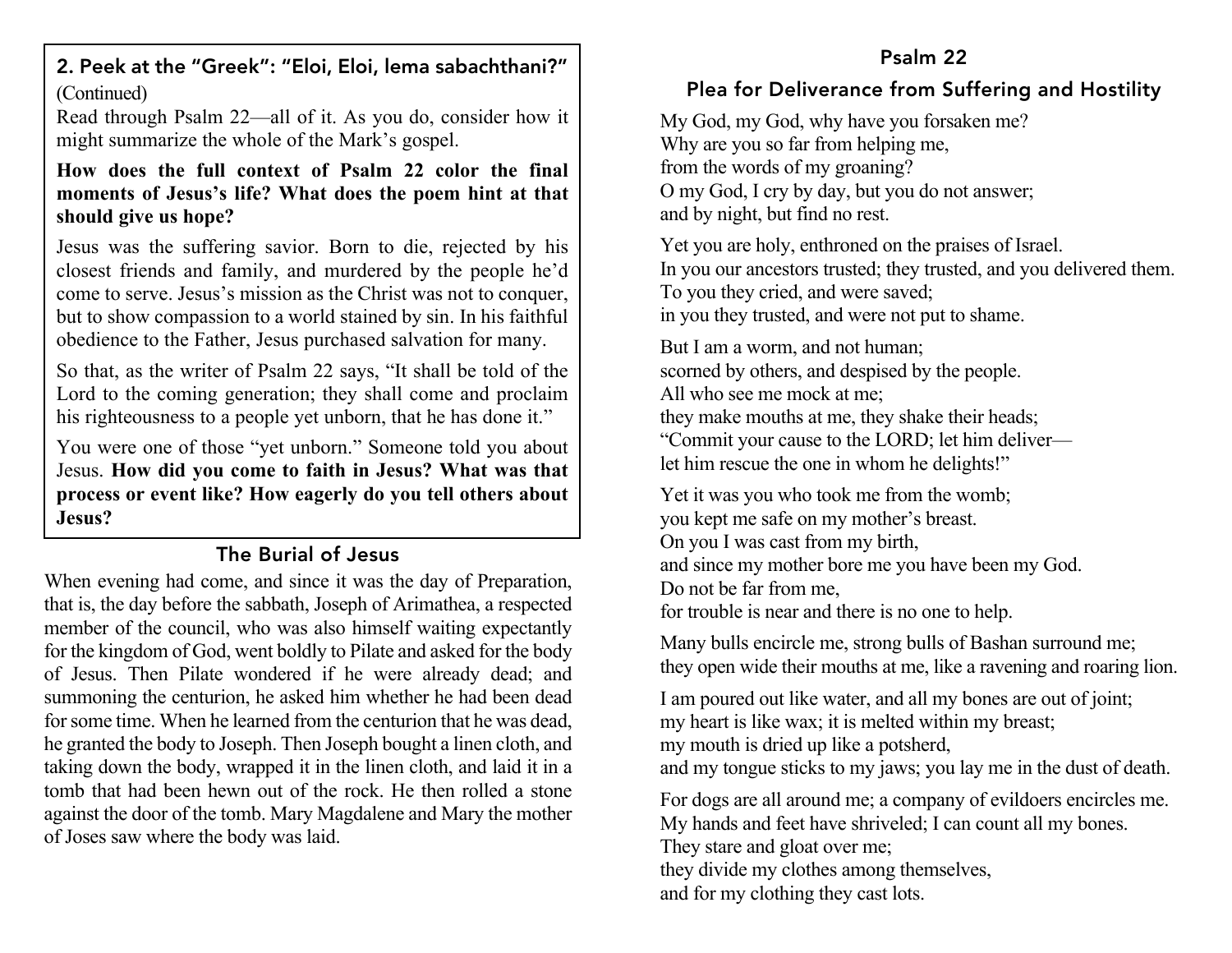## 2. Peek at the "Greek": "Eloi, Eloi, lema sabachthani?"

(Continued)

Read through Psalm 22—all of it. As you do, consider how it might summarize the whole of the Mark's gospel.

**How does the full context of Psalm 22 color the final moments of Jesus's life? What does the poem hint at that should give us hope?**

Jesus was the suffering savior. Born to die, rejected by his closest friends and family, and murdered by the people he'd come to serve. Jesus's mission as the Christ was not to conquer, but to show compassion to a world stained by sin. In his faithful obedience to the Father, Jesus purchased salvation for many.

So that, as the writer of Psalm 22 says, "It shall be told of the Lord to the coming generation; they shall come and proclaim his righteousness to a people yet unborn, that he has done it."

You were one of those "yet unborn." Someone told you about Jesus. **How did you come to faith in Jesus? What was that process or event like? How eagerly do you tell others about Jesus?**

## The Burial of Jesus

When evening had come, and since it was the day of Preparation, that is, the day before the sabbath, Joseph of Arimathea, a respected member of the council, who was also himself waiting expectantly for the kingdom of God, went boldly to Pilate and asked for the body of Jesus. Then Pilate wondered if he were already dead; and summoning the centurion, he asked him whether he had been dead for some time. When he learned from the centurion that he was dead, he granted the body to Joseph. Then Joseph bought a linen cloth, and taking down the body, wrapped it in the linen cloth, and laid it in a tomb that had been hewn out of the rock. He then rolled a stone against the door of the tomb. Mary Magdalene and Mary the mother of Joses saw where the body was laid.

## Psalm 22

### Plea for Deliverance from Suffering and Hostility

My God, my God, why have you forsaken me?
Why are you so far from helping me,
from the words of my groaning?
O my God, I cry by day, but you do not answer;
and by night, but find no rest.

Yet you are holy, enthroned on the praises of Israel.
In you our ancestors trusted; they trusted, and you delivered them.
To you they cried, and were saved;
in you they trusted, and were not put to shame.

But I am a worm, and not human;
scorned by others, and despised by the people.
All who see me mock at me;
they make mouths at me, they shake their heads;
"Commit your cause to the LORD; let him deliver—
let him rescue the one in whom he delights!"

Yet it was you who took me from the womb;
you kept me safe on my mother's breast.
On you I was cast from my birth,
and since my mother bore me you have been my God.
Do not be far from me,
for trouble is near and there is no one to help.

Many bulls encircle me, strong bulls of Bashan surround me;
they open wide their mouths at me, like a ravening and roaring lion.

I am poured out like water, and all my bones are out of joint;
my heart is like wax; it is melted within my breast;
my mouth is dried up like a potsherd,
and my tongue sticks to my jaws; you lay me in the dust of death.

For dogs are all around me; a company of evildoers encircles me.
My hands and feet have shriveled; I can count all my bones.
They stare and gloat over me;
they divide my clothes among themselves,
and for my clothing they cast lots.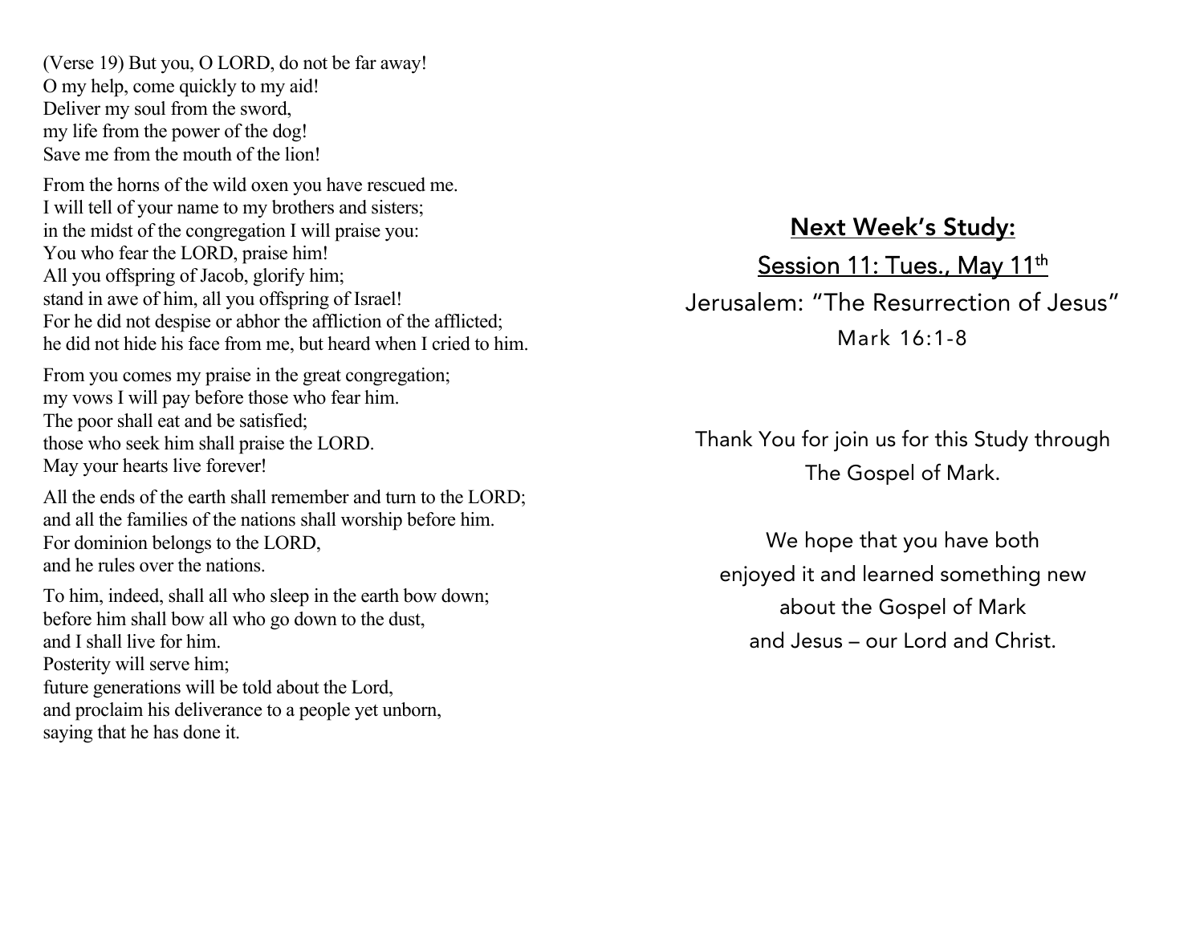(Verse 19) But you, O LORD, do not be far away!
O my help, come quickly to my aid!
Deliver my soul from the sword,
my life from the power of the dog!
Save me from the mouth of the lion!

From the horns of the wild oxen you have rescued me.
I will tell of your name to my brothers and sisters;
in the midst of the congregation I will praise you:
You who fear the LORD, praise him!
All you offspring of Jacob, glorify him;
stand in awe of him, all you offspring of Israel!
For he did not despise or abhor the affliction of the afflicted;
he did not hide his face from me, but heard when I cried to him.

From you comes my praise in the great congregation;
my vows I will pay before those who fear him.
The poor shall eat and be satisfied;
those who seek him shall praise the LORD.
May your hearts live forever!

All the ends of the earth shall remember and turn to the LORD;
and all the families of the nations shall worship before him.
For dominion belongs to the LORD,
and he rules over the nations.

To him, indeed, shall all who sleep in the earth bow down;
before him shall bow all who go down to the dust,
and I shall live for him.
Posterity will serve him;
future generations will be told about the Lord,
and proclaim his deliverance to a people yet unborn,
saying that he has done it.

## Next Week's Study:

Session 11: Tues., May 11th

Jerusalem: "The Resurrection of Jesus"

Mark 16:1-8

Thank You for join us for this Study through The Gospel of Mark.

We hope that you have both enjoyed it and learned something new about the Gospel of Mark and Jesus – our Lord and Christ.